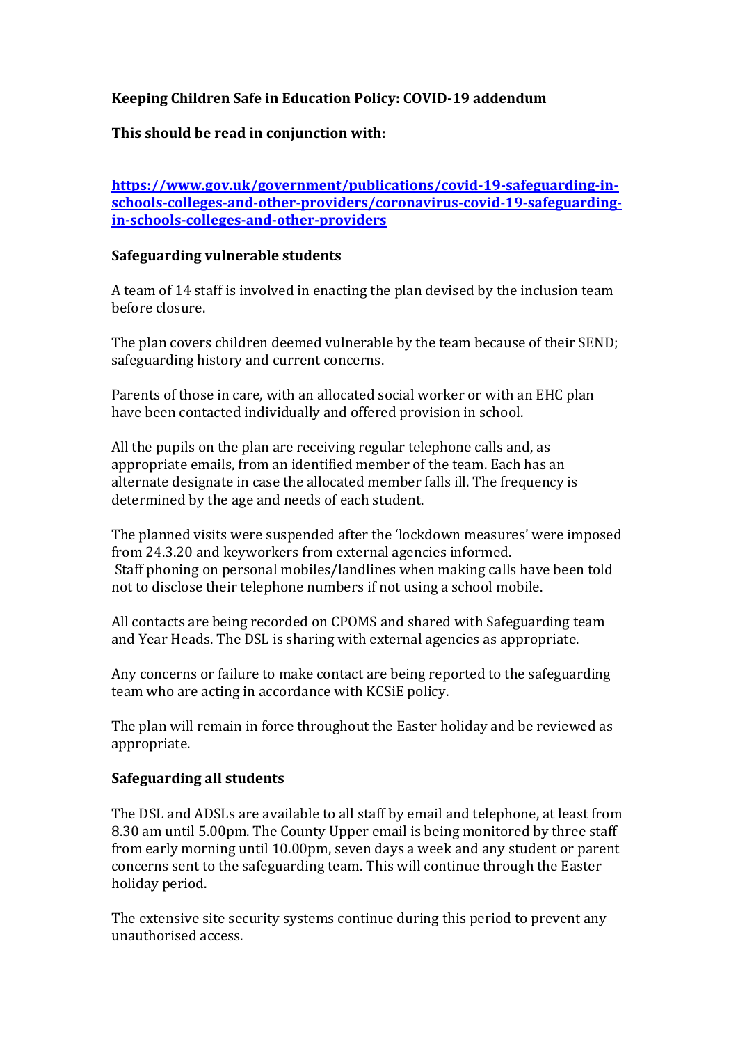**Keeping Children Safe in Education Policy: COVID-19 addendum**

**This should be read in conjunction with:**

**[https://www.gov.uk/government/publications/covid-19-safeguarding-in-schools-colleges-and-other-providers/coronavirus-covid-19-safeguarding-in-schools-colleges-and-other-providers](https://www.gov.uk/government/publications/covid-19-safeguarding-in-schools-colleges-and-other-providers/coronavirus-covid-19-safeguarding-in-schools-colleges-and-other-providers)**

**Safeguarding vulnerable students**

A team of 14 staff is involved in enacting the plan devised by the inclusion team before closure.

The plan covers children deemed vulnerable by the team because of their SEND; safeguarding history and current concerns.

Parents of those in care, with an allocated social worker or with an EHC plan have been contacted individually and offered provision in school.

All the pupils on the plan are receiving regular telephone calls and, as appropriate emails, from an identified member of the team. Each has an alternate designate in case the allocated member falls ill. The frequency is determined by the age and needs of each student.

The planned visits were suspended after the 'lockdown measures' were imposed from 24.3.20 and keyworkers from external agencies informed.
Staff phoning on personal mobiles/landlines when making calls have been told not to disclose their telephone numbers if not using a school mobile.

All contacts are being recorded on CPOMS and shared with Safeguarding team and Year Heads. The DSL is sharing with external agencies as appropriate.

Any concerns or failure to make contact are being reported to the safeguarding team who are acting in accordance with KCSiE policy.

The plan will remain in force throughout the Easter holiday and be reviewed as appropriate.

**Safeguarding all students**

The DSL and ADSLs are available to all staff by email and telephone, at least from 8.30 am until 5.00pm. The County Upper email is being monitored by three staff from early morning until 10.00pm, seven days a week and any student or parent concerns sent to the safeguarding team. This will continue through the Easter holiday period.

The extensive site security systems continue during this period to prevent any unauthorised access.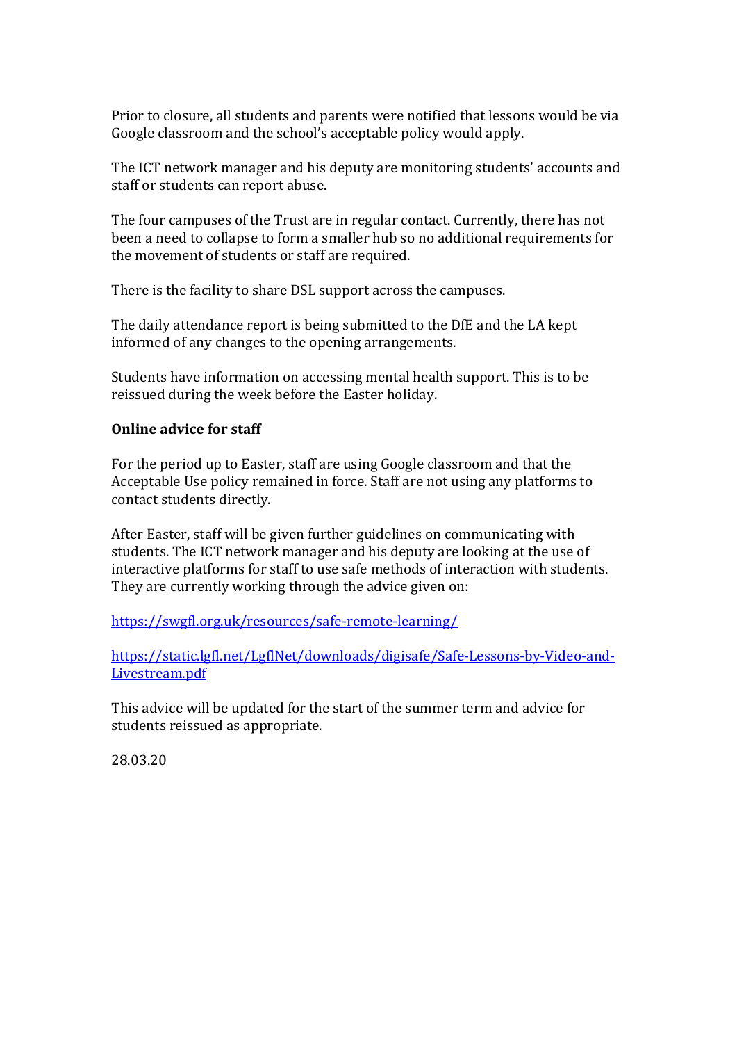Prior to closure, all students and parents were notified that lessons would be via Google classroom and the school's acceptable policy would apply.

The ICT network manager and his deputy are monitoring students' accounts and staff or students can report abuse.

The four campuses of the Trust are in regular contact. Currently, there has not been a need to collapse to form a smaller hub so no additional requirements for the movement of students or staff are required.

There is the facility to share DSL support across the campuses.

The daily attendance report is being submitted to the DfE and the LA kept informed of any changes to the opening arrangements.

Students have information on accessing mental health support. This is to be reissued during the week before the Easter holiday.

**Online advice for staff**

For the period up to Easter, staff are using Google classroom and that the Acceptable Use policy remained in force. Staff are not using any platforms to contact students directly.

After Easter, staff will be given further guidelines on communicating with students. The ICT network manager and his deputy are looking at the use of interactive platforms for staff to use safe methods of interaction with students. They are currently working through the advice given on:

https://swgfl.org.uk/resources/safe-remote-learning/

https://static.lgfl.net/LgflNet/downloads/digisafe/Safe-Lessons-by-Video-and-Livestream.pdf

This advice will be updated for the start of the summer term and advice for students reissued as appropriate.

28.03.20